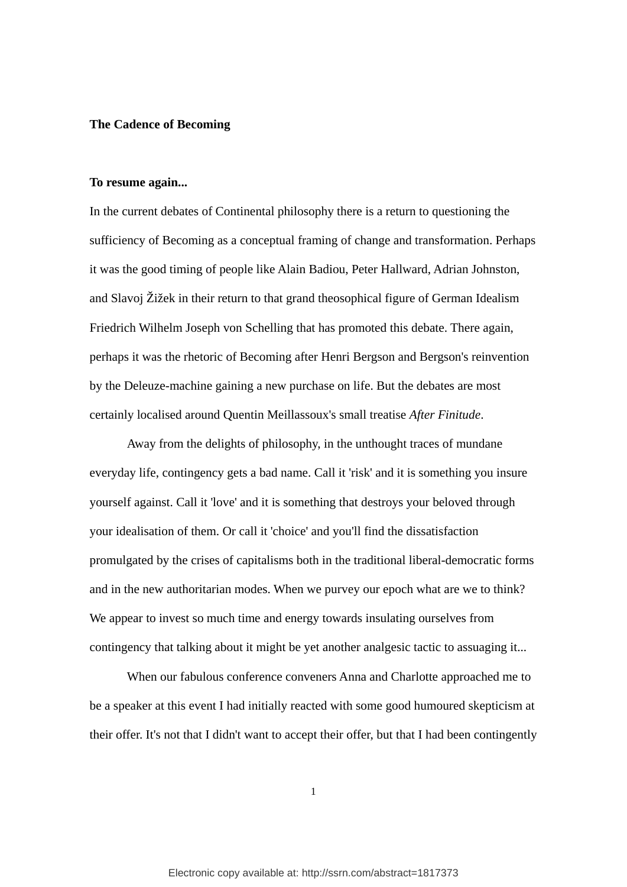# The Cadence of Becoming

## To resume again...

In the current debates of Continental philosophy there is a return to questioning the sufficiency of Becoming as a conceptual framing of change and transformation. Perhaps it was the good timing of people like Alain Badiou, Peter Hallward, Adrian Johnston, and Slavoj Žižek in their return to that grand theosophical figure of German Idealism Friedrich Wilhelm Joseph von Schelling that has promoted this debate. There again, perhaps it was the rhetoric of Becoming after Henri Bergson and Bergson's reinvention by the Deleuze-machine gaining a new purchase on life. But the debates are most certainly localised around Quentin Meillassoux's small treatise *After Finitude*.

Away from the delights of philosophy, in the unthought traces of mundane everyday life, contingency gets a bad name. Call it 'risk' and it is something you insure yourself against. Call it 'love' and it is something that destroys your beloved through your idealisation of them. Or call it 'choice' and you'll find the dissatisfaction promulgated by the crises of capitalisms both in the traditional liberal-democratic forms and in the new authoritarian modes. When we purvey our epoch what are we to think? We appear to invest so much time and energy towards insulating ourselves from contingency that talking about it might be yet another analgesic tactic to assuaging it...

When our fabulous conference conveners Anna and Charlotte approached me to be a speaker at this event I had initially reacted with some good humoured skepticism at their offer. It's not that I didn't want to accept their offer, but that I had been contingently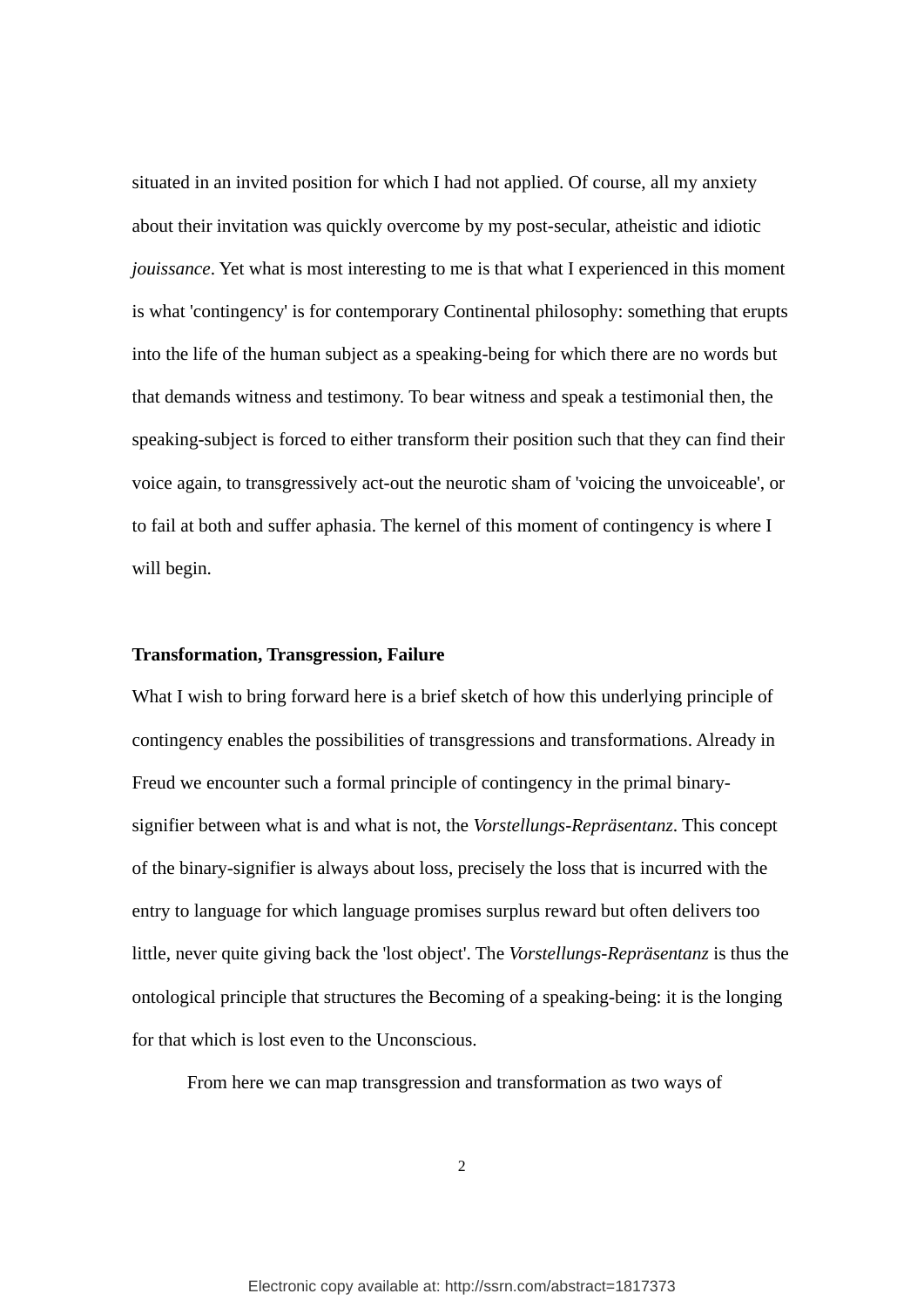situated in an invited position for which I had not applied. Of course, all my anxiety about their invitation was quickly overcome by my post-secular, atheistic and idiotic *jouissance*. Yet what is most interesting to me is that what I experienced in this moment is what 'contingency' is for contemporary Continental philosophy: something that erupts into the life of the human subject as a speaking-being for which there are no words but that demands witness and testimony. To bear witness and speak a testimonial then, the speaking-subject is forced to either transform their position such that they can find their voice again, to transgressively act-out the neurotic sham of 'voicing the unvoiceable', or to fail at both and suffer aphasia. The kernel of this moment of contingency is where I will begin.

**Transformation, Transgression, Failure**

What I wish to bring forward here is a brief sketch of how this underlying principle of contingency enables the possibilities of transgressions and transformations. Already in Freud we encounter such a formal principle of contingency in the primal binary-signifier between what is and what is not, the *Vorstellungs-Repräsentanz*. This concept of the binary-signifier is always about loss, precisely the loss that is incurred with the entry to language for which language promises surplus reward but often delivers too little, never quite giving back the 'lost object'. The *Vorstellungs-Repräsentanz* is thus the ontological principle that structures the Becoming of a speaking-being: it is the longing for that which is lost even to the Unconscious.

From here we can map transgression and transformation as two ways of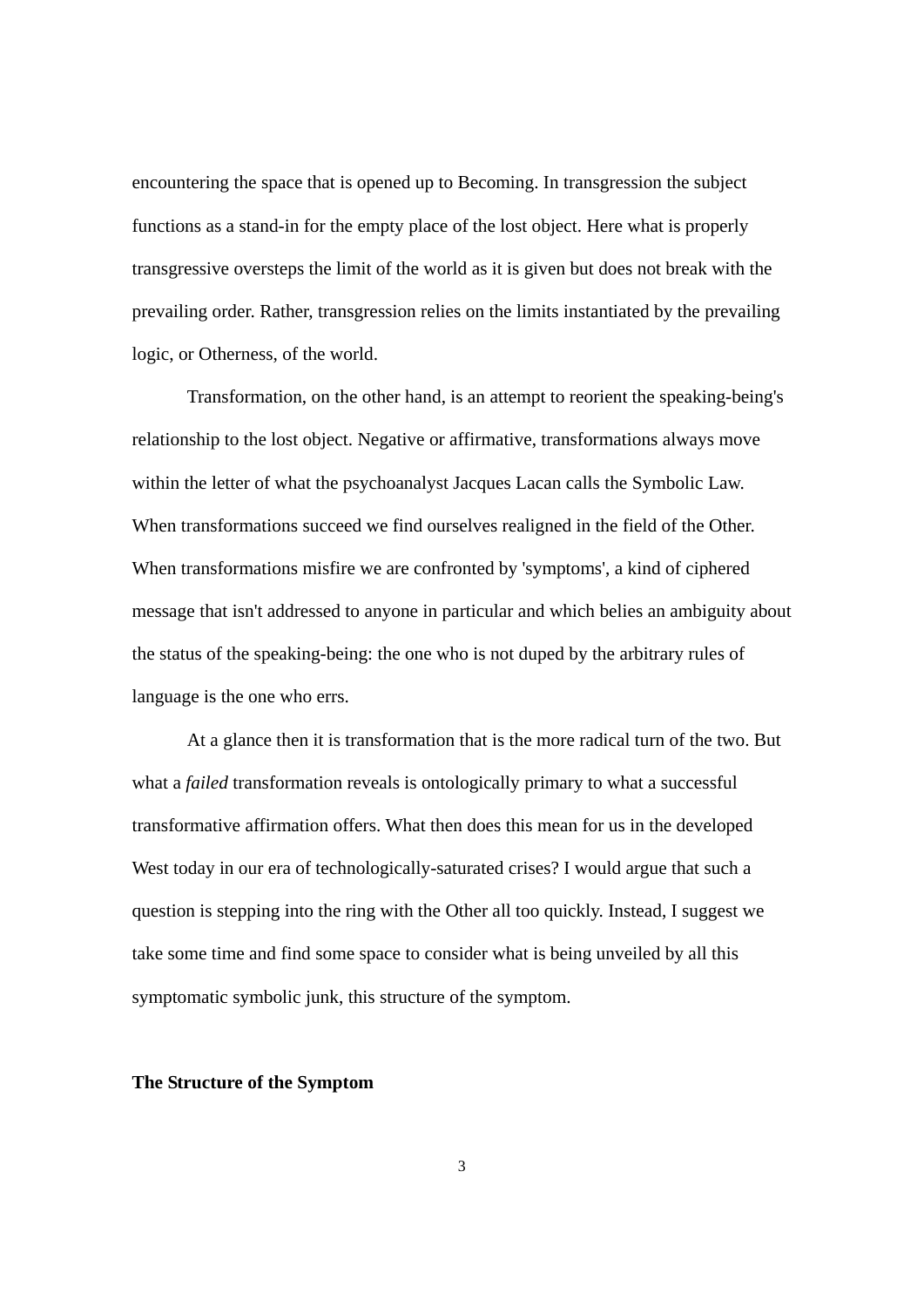encountering the space that is opened up to Becoming. In transgression the subject functions as a stand-in for the empty place of the lost object. Here what is properly transgressive oversteps the limit of the world as it is given but does not break with the prevailing order. Rather, transgression relies on the limits instantiated by the prevailing logic, or Otherness, of the world.

Transformation, on the other hand, is an attempt to reorient the speaking-being's relationship to the lost object. Negative or affirmative, transformations always move within the letter of what the psychoanalyst Jacques Lacan calls the Symbolic Law. When transformations succeed we find ourselves realigned in the field of the Other. When transformations misfire we are confronted by 'symptoms', a kind of ciphered message that isn't addressed to anyone in particular and which belies an ambiguity about the status of the speaking-being: the one who is not duped by the arbitrary rules of language is the one who errs.

At a glance then it is transformation that is the more radical turn of the two. But what a *failed* transformation reveals is ontologically primary to what a successful transformative affirmation offers. What then does this mean for us in the developed West today in our era of technologically-saturated crises? I would argue that such a question is stepping into the ring with the Other all too quickly. Instead, I suggest we take some time and find some space to consider what is being unveiled by all this symptomatic symbolic junk, this structure of the symptom.

**The Structure of the Symptom**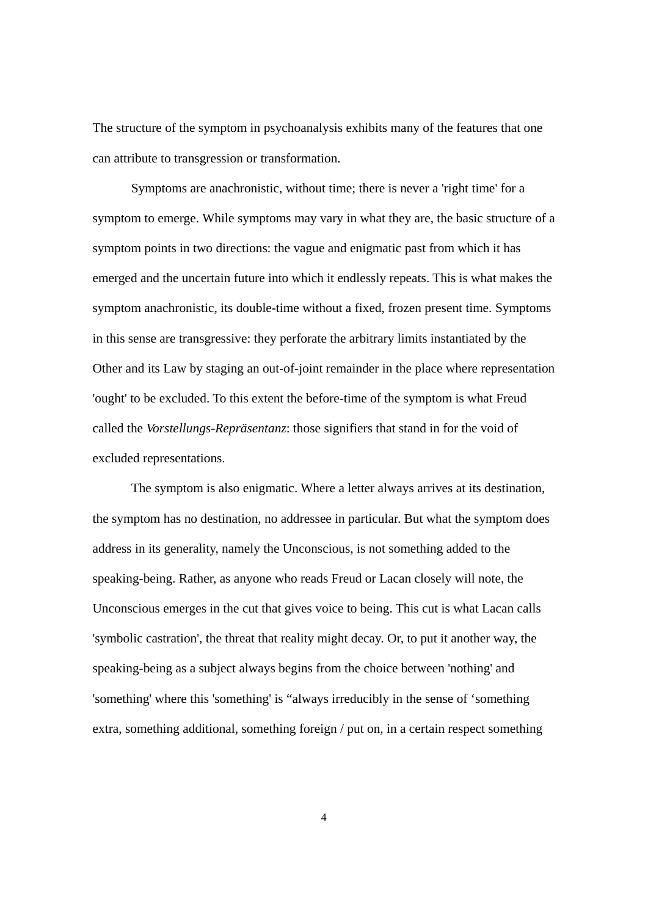The structure of the symptom in psychoanalysis exhibits many of the features that one can attribute to transgression or transformation.

Symptoms are anachronistic, without time; there is never a 'right time' for a symptom to emerge. While symptoms may vary in what they are, the basic structure of a symptom points in two directions: the vague and enigmatic past from which it has emerged and the uncertain future into which it endlessly repeats. This is what makes the symptom anachronistic, its double-time without a fixed, frozen present time. Symptoms in this sense are transgressive: they perforate the arbitrary limits instantiated by the Other and its Law by staging an out-of-joint remainder in the place where representation 'ought' to be excluded. To this extent the before-time of the symptom is what Freud called the *Vorstellungs-Repräsentanz*: those signifiers that stand in for the void of excluded representations.

The symptom is also enigmatic. Where a letter always arrives at its destination, the symptom has no destination, no addressee in particular. But what the symptom does address in its generality, namely the Unconscious, is not something added to the speaking-being. Rather, as anyone who reads Freud or Lacan closely will note, the Unconscious emerges in the cut that gives voice to being. This cut is what Lacan calls 'symbolic castration', the threat that reality might decay. Or, to put it another way, the speaking-being as a subject always begins from the choice between 'nothing' and 'something' where this 'something' is “always irreducibly in the sense of ‘something extra, something additional, something foreign / put on, in a certain respect something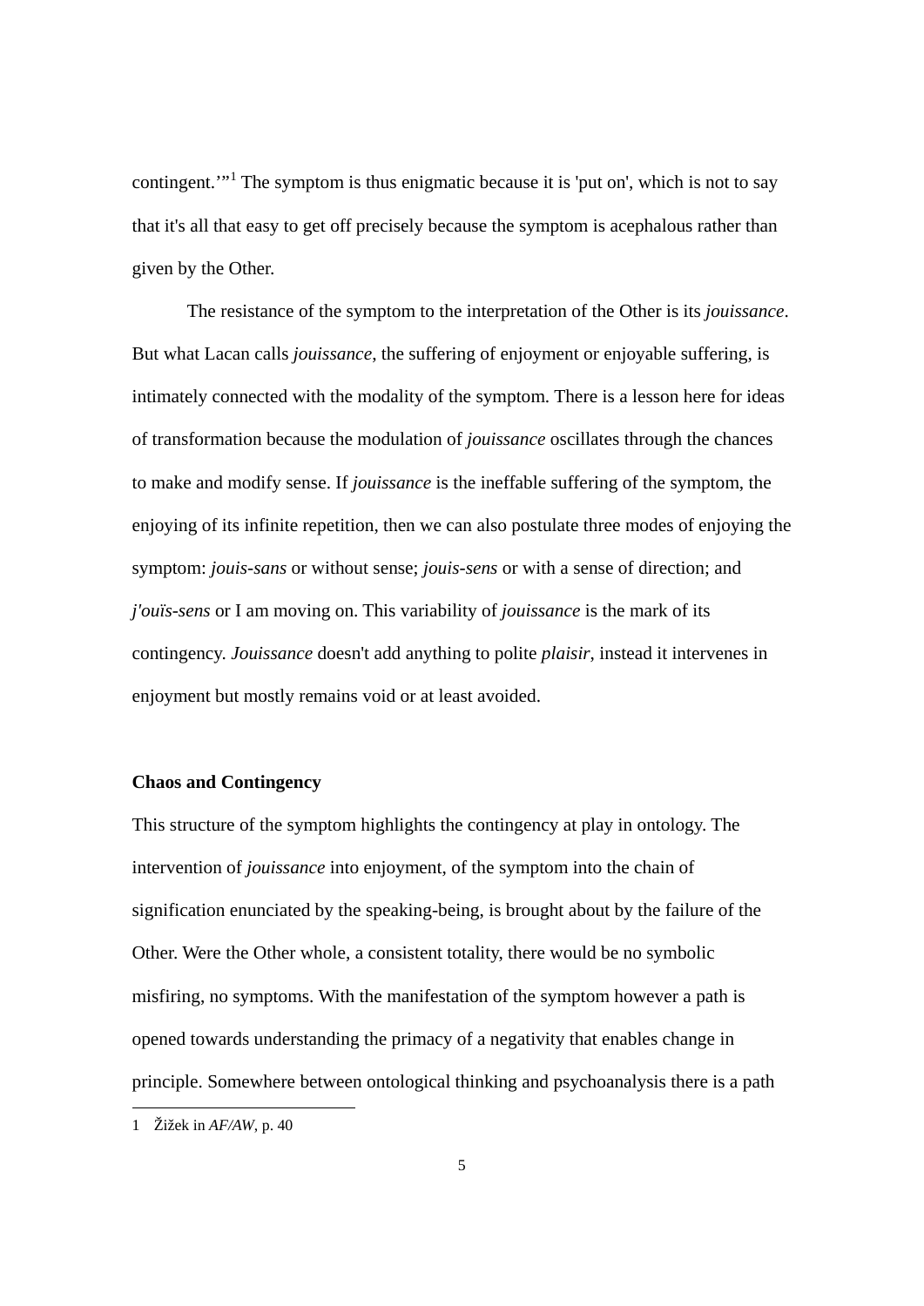contingent.'"[1] The symptom is thus enigmatic because it is 'put on', which is not to say that it's all that easy to get off precisely because the symptom is acephalous rather than given by the Other.

The resistance of the symptom to the interpretation of the Other is its *jouissance*. But what Lacan calls *jouissance*, the suffering of enjoyment or enjoyable suffering, is intimately connected with the modality of the symptom. There is a lesson here for ideas of transformation because the modulation of *jouissance* oscillates through the chances to make and modify sense. If *jouissance* is the ineffable suffering of the symptom, the enjoying of its infinite repetition, then we can also postulate three modes of enjoying the symptom: *jouis-sans* or without sense; *jouis-sens* or with a sense of direction; and *j'ouïs-sens* or I am moving on. This variability of *jouissance* is the mark of its contingency. *Jouissance* doesn't add anything to polite *plaisir*, instead it intervenes in enjoyment but mostly remains void or at least avoided.

**Chaos and Contingency**

This structure of the symptom highlights the contingency at play in ontology. The intervention of *jouissance* into enjoyment, of the symptom into the chain of signification enunciated by the speaking-being, is brought about by the failure of the Other. Were the Other whole, a consistent totality, there would be no symbolic misfiring, no symptoms. With the manifestation of the symptom however a path is opened towards understanding the primacy of a negativity that enables change in principle. Somewhere between ontological thinking and psychoanalysis there is a path

---

1 Žižek in *AF/AW*, p. 40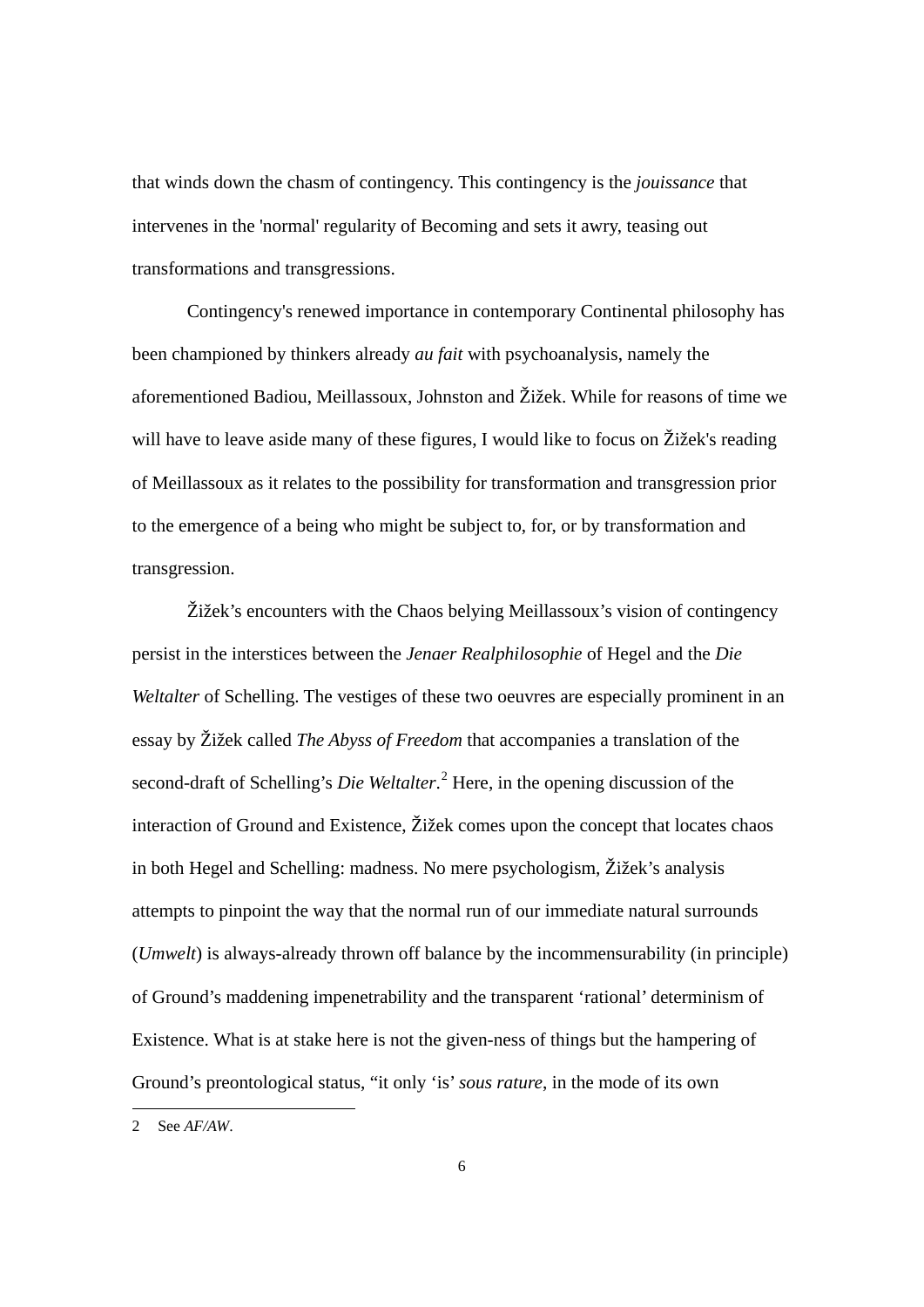that winds down the chasm of contingency. This contingency is the *jouissance* that intervenes in the 'normal' regularity of Becoming and sets it awry, teasing out transformations and transgressions.

Contingency's renewed importance in contemporary Continental philosophy has been championed by thinkers already *au fait* with psychoanalysis, namely the aforementioned Badiou, Meillassoux, Johnston and Žižek. While for reasons of time we will have to leave aside many of these figures, I would like to focus on Žižek's reading of Meillassoux as it relates to the possibility for transformation and transgression prior to the emergence of a being who might be subject to, for, or by transformation and transgression.

Žižek's encounters with the Chaos belying Meillassoux's vision of contingency persist in the interstices between the *Jenaer Realphilosophie* of Hegel and the *Die Weltalter* of Schelling. The vestiges of these two oeuvres are especially prominent in an essay by Žižek called *The Abyss of Freedom* that accompanies a translation of the second-draft of Schelling's *Die Weltalter*.[2] Here, in the opening discussion of the interaction of Ground and Existence, Žižek comes upon the concept that locates chaos in both Hegel and Schelling: madness. No mere psychologism, Žižek's analysis attempts to pinpoint the way that the normal run of our immediate natural surrounds (*Umwelt*) is always-already thrown off balance by the incommensurability (in principle) of Ground's maddening impenetrability and the transparent 'rational' determinism of Existence. What is at stake here is not the given-ness of things but the hampering of Ground's preontological status, "it only 'is' *sous rature*, in the mode of its own

---

2 See *AF/AW*.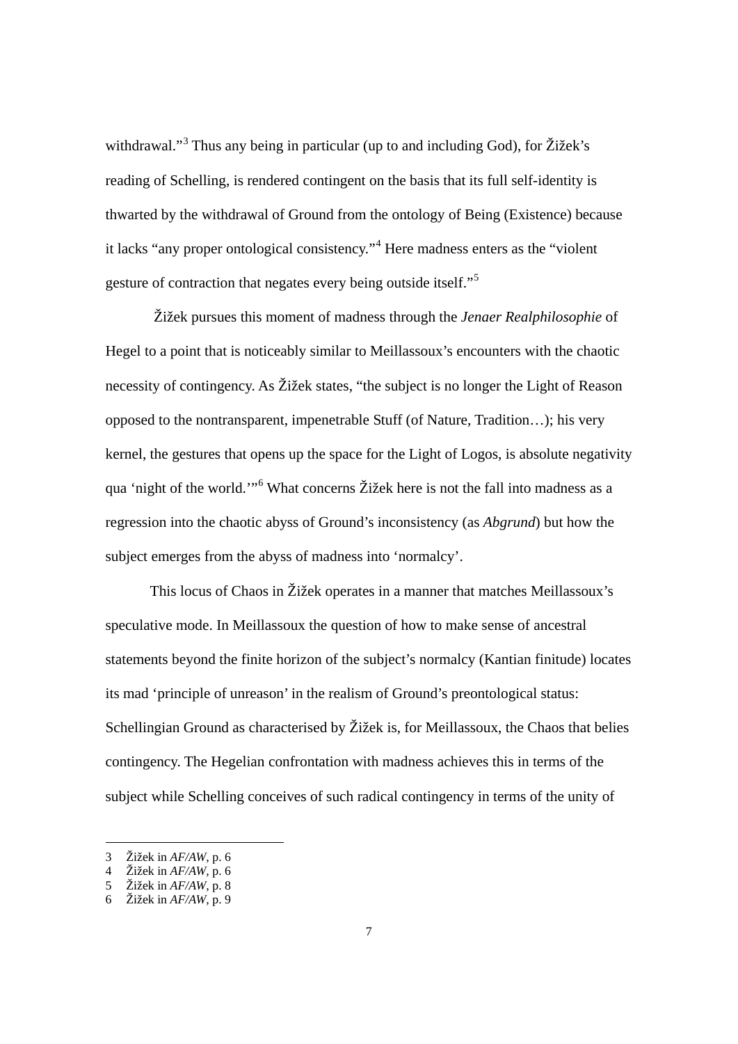withdrawal."[3] Thus any being in particular (up to and including God), for Žižek's reading of Schelling, is rendered contingent on the basis that its full self-identity is thwarted by the withdrawal of Ground from the ontology of Being (Existence) because it lacks "any proper ontological consistency."[4] Here madness enters as the "violent gesture of contraction that negates every being outside itself."[5]

Žižek pursues this moment of madness through the *Jenaer Realphilosophie* of Hegel to a point that is noticeably similar to Meillassoux's encounters with the chaotic necessity of contingency. As Žižek states, "the subject is no longer the Light of Reason opposed to the nontransparent, impenetrable Stuff (of Nature, Tradition…); his very kernel, the gestures that opens up the space for the Light of Logos, is absolute negativity qua 'night of the world.'"[6] What concerns Žižek here is not the fall into madness as a regression into the chaotic abyss of Ground's inconsistency (as *Abgrund*) but how the subject emerges from the abyss of madness into 'normalcy'.

This locus of Chaos in Žižek operates in a manner that matches Meillassoux's speculative mode. In Meillassoux the question of how to make sense of ancestral statements beyond the finite horizon of the subject's normalcy (Kantian finitude) locates its mad 'principle of unreason' in the realism of Ground's preontological status: Schellingian Ground as characterised by Žižek is, for Meillassoux, the Chaos that belies contingency. The Hegelian confrontation with madness achieves this in terms of the subject while Schelling conceives of such radical contingency in terms of the unity of

---

3 Žižek in *AF/AW*, p. 6
4 Žižek in *AF/AW*, p. 6
5 Žižek in *AF/AW*, p. 8
6 Žižek in *AF/AW*, p. 9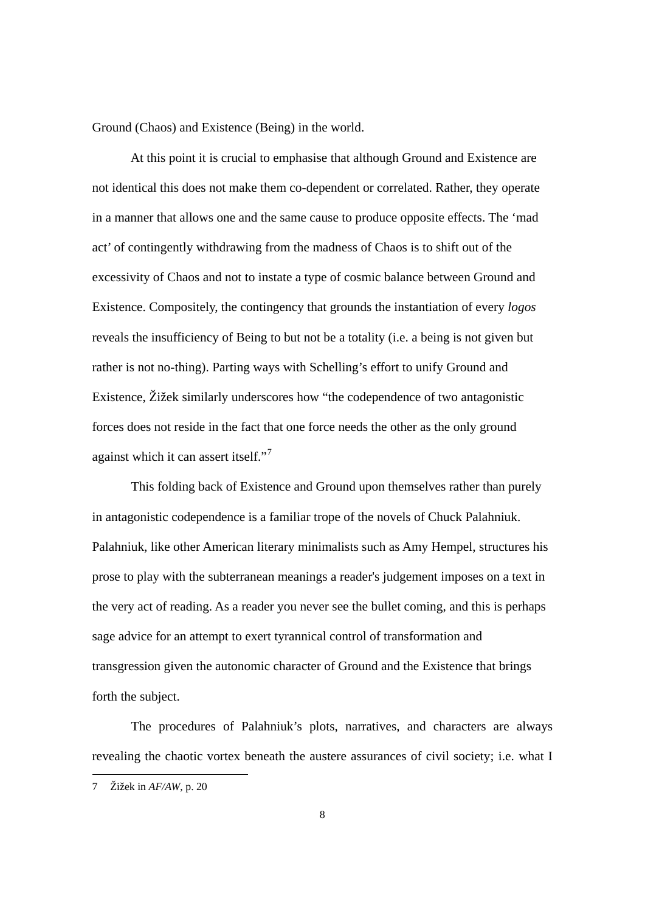Ground (Chaos) and Existence (Being) in the world.

At this point it is crucial to emphasise that although Ground and Existence are not identical this does not make them co-dependent or correlated. Rather, they operate in a manner that allows one and the same cause to produce opposite effects. The 'mad act' of contingently withdrawing from the madness of Chaos is to shift out of the excessivity of Chaos and not to instate a type of cosmic balance between Ground and Existence. Compositely, the contingency that grounds the instantiation of every *logos* reveals the insufficiency of Being to but not be a totality (i.e. a being is not given but rather is not no-thing). Parting ways with Schelling's effort to unify Ground and Existence, Žižek similarly underscores how "the codependence of two antagonistic forces does not reside in the fact that one force needs the other as the only ground against which it can assert itself."[7]

This folding back of Existence and Ground upon themselves rather than purely in antagonistic codependence is a familiar trope of the novels of Chuck Palahniuk. Palahniuk, like other American literary minimalists such as Amy Hempel, structures his prose to play with the subterranean meanings a reader's judgement imposes on a text in the very act of reading. As a reader you never see the bullet coming, and this is perhaps sage advice for an attempt to exert tyrannical control of transformation and transgression given the autonomic character of Ground and the Existence that brings forth the subject.

The procedures of Palahniuk's plots, narratives, and characters are always revealing the chaotic vortex beneath the austere assurances of civil society; i.e. what I

7 Žižek in *AF/AW*, p. 20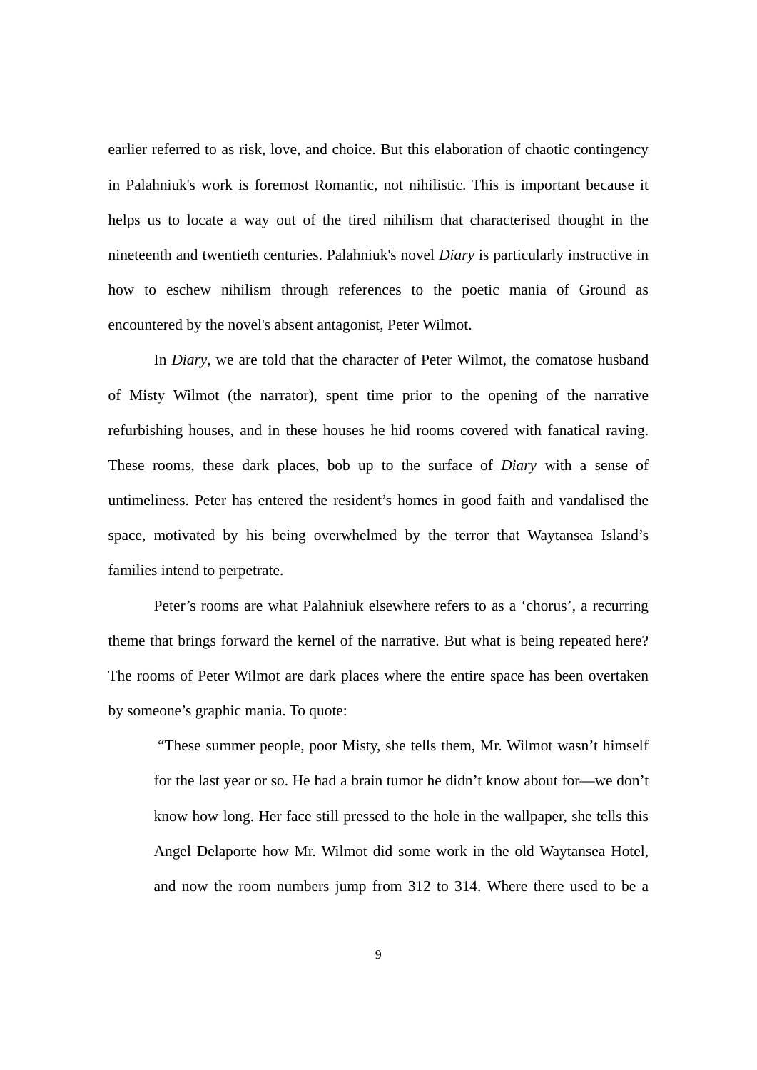earlier referred to as risk, love, and choice. But this elaboration of chaotic contingency in Palahniuk's work is foremost Romantic, not nihilistic. This is important because it helps us to locate a way out of the tired nihilism that characterised thought in the nineteenth and twentieth centuries. Palahniuk's novel *Diary* is particularly instructive in how to eschew nihilism through references to the poetic mania of Ground as encountered by the novel's absent antagonist, Peter Wilmot.

In *Diary*, we are told that the character of Peter Wilmot, the comatose husband of Misty Wilmot (the narrator), spent time prior to the opening of the narrative refurbishing houses, and in these houses he hid rooms covered with fanatical raving. These rooms, these dark places, bob up to the surface of *Diary* with a sense of untimeliness. Peter has entered the resident's homes in good faith and vandalised the space, motivated by his being overwhelmed by the terror that Waytansea Island's families intend to perpetrate.

Peter's rooms are what Palahniuk elsewhere refers to as a 'chorus', a recurring theme that brings forward the kernel of the narrative. But what is being repeated here? The rooms of Peter Wilmot are dark places where the entire space has been overtaken by someone's graphic mania. To quote:

> "These summer people, poor Misty, she tells them, Mr. Wilmot wasn't himself for the last year or so. He had a brain tumor he didn't know about for—we don't know how long. Her face still pressed to the hole in the wallpaper, she tells this Angel Delaporte how Mr. Wilmot did some work in the old Waytansea Hotel, and now the room numbers jump from 312 to 314. Where there used to be a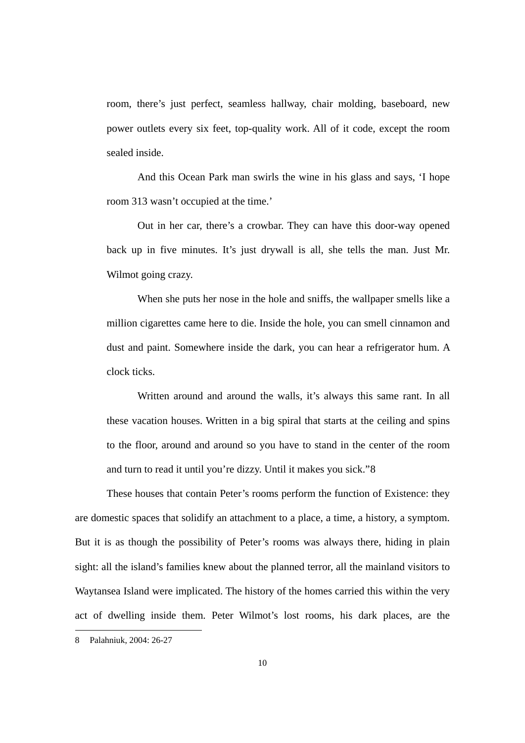room, there's just perfect, seamless hallway, chair molding, baseboard, new power outlets every six feet, top-quality work. All of it code, except the room sealed inside.

And this Ocean Park man swirls the wine in his glass and says, 'I hope room 313 wasn't occupied at the time.'

Out in her car, there's a crowbar. They can have this door-way opened back up in five minutes. It's just drywall is all, she tells the man. Just Mr. Wilmot going crazy.

When she puts her nose in the hole and sniffs, the wallpaper smells like a million cigarettes came here to die. Inside the hole, you can smell cinnamon and dust and paint. Somewhere inside the dark, you can hear a refrigerator hum. A clock ticks.

Written around and around the walls, it's always this same rant. In all these vacation houses. Written in a big spiral that starts at the ceiling and spins to the floor, around and around so you have to stand in the center of the room and turn to read it until you're dizzy. Until it makes you sick."[8]

These houses that contain Peter's rooms perform the function of Existence: they are domestic spaces that solidify an attachment to a place, a time, a history, a symptom. But it is as though the possibility of Peter's rooms was always there, hiding in plain sight: all the island's families knew about the planned terror, all the mainland visitors to Waytansea Island were implicated. The history of the homes carried this within the very act of dwelling inside them. Peter Wilmot's lost rooms, his dark places, are the

---

8 Palahniuk, 2004: 26-27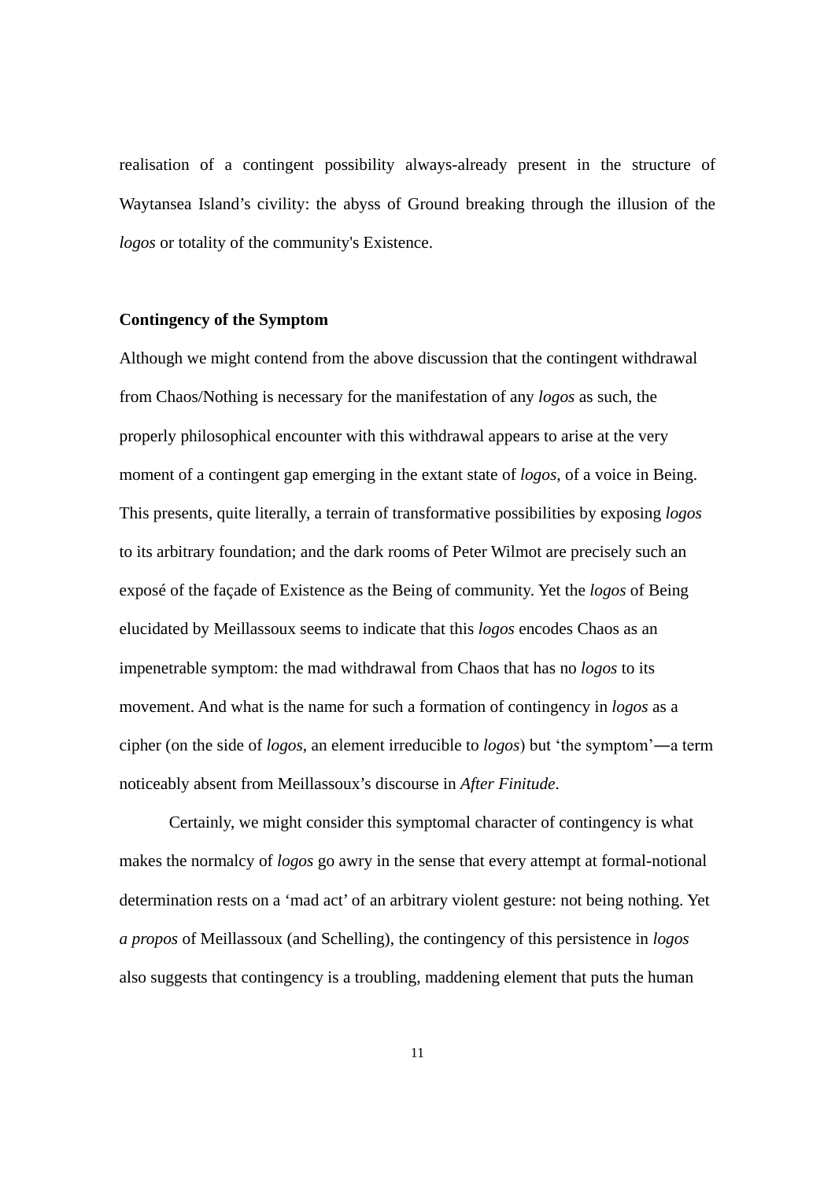realisation of a contingent possibility always-already present in the structure of Waytansea Island's civility: the abyss of Ground breaking through the illusion of the *logos* or totality of the community's Existence.

**Contingency of the Symptom**

Although we might contend from the above discussion that the contingent withdrawal from Chaos/Nothing is necessary for the manifestation of any *logos* as such, the properly philosophical encounter with this withdrawal appears to arise at the very moment of a contingent gap emerging in the extant state of *logos*, of a voice in Being. This presents, quite literally, a terrain of transformative possibilities by exposing *logos* to its arbitrary foundation; and the dark rooms of Peter Wilmot are precisely such an exposé of the façade of Existence as the Being of community. Yet the *logos* of Being elucidated by Meillassoux seems to indicate that this *logos* encodes Chaos as an impenetrable symptom: the mad withdrawal from Chaos that has no *logos* to its movement. And what is the name for such a formation of contingency in *logos* as a cipher (on the side of *logos*, an element irreducible to *logos*) but 'the symptom'—a term noticeably absent from Meillassoux's discourse in *After Finitude*.

Certainly, we might consider this symptomal character of contingency is what makes the normalcy of *logos* go awry in the sense that every attempt at formal-notional determination rests on a 'mad act' of an arbitrary violent gesture: not being nothing. Yet *a propos* of Meillassoux (and Schelling), the contingency of this persistence in *logos* also suggests that contingency is a troubling, maddening element that puts the human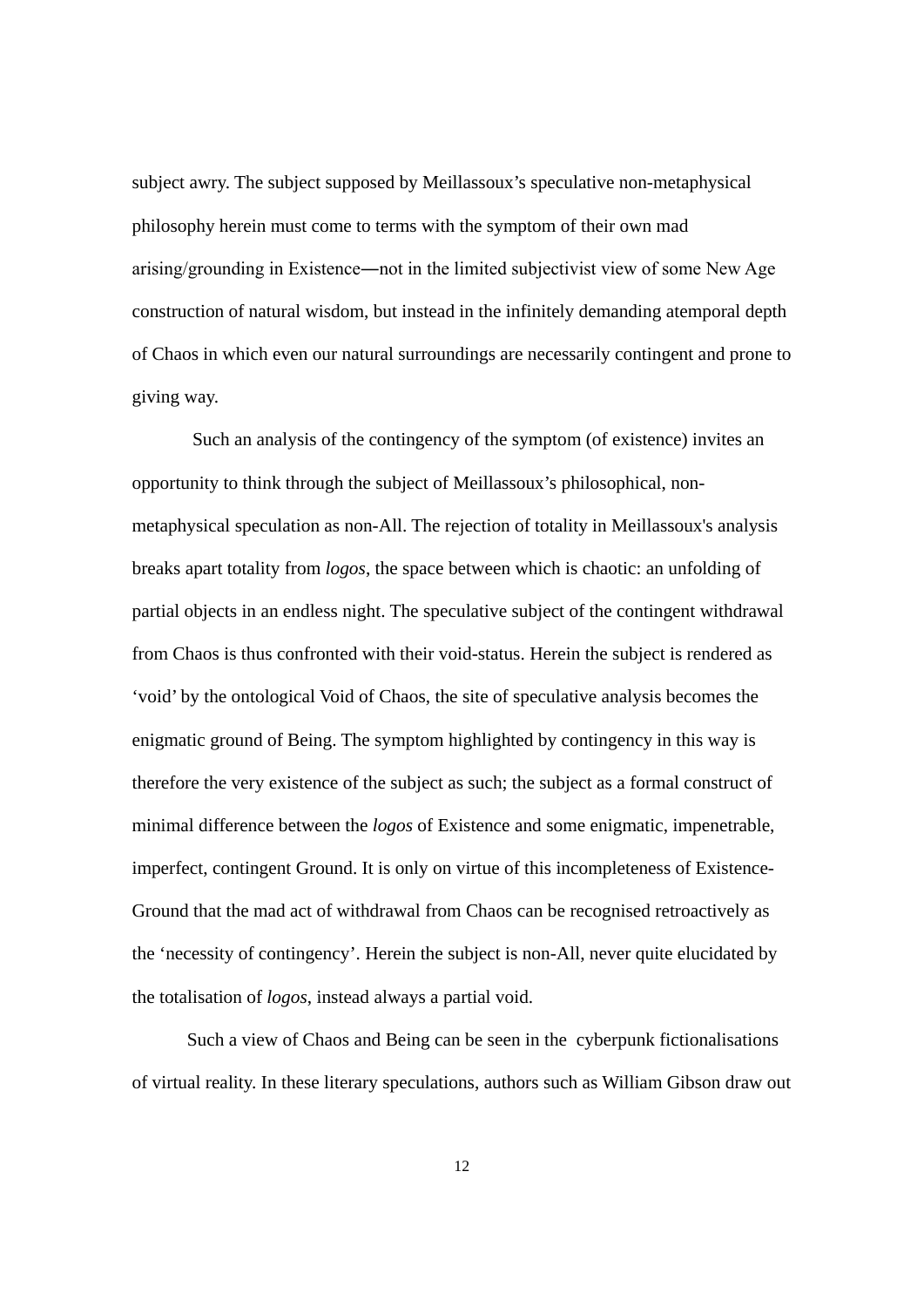subject awry. The subject supposed by Meillassoux's speculative non-metaphysical philosophy herein must come to terms with the symptom of their own mad arising/grounding in Existence—not in the limited subjectivist view of some New Age construction of natural wisdom, but instead in the infinitely demanding atemporal depth of Chaos in which even our natural surroundings are necessarily contingent and prone to giving way.

Such an analysis of the contingency of the symptom (of existence) invites an opportunity to think through the subject of Meillassoux's philosophical, non-metaphysical speculation as non-All. The rejection of totality in Meillassoux's analysis breaks apart totality from *logos*, the space between which is chaotic: an unfolding of partial objects in an endless night. The speculative subject of the contingent withdrawal from Chaos is thus confronted with their void-status. Herein the subject is rendered as 'void' by the ontological Void of Chaos, the site of speculative analysis becomes the enigmatic ground of Being. The symptom highlighted by contingency in this way is therefore the very existence of the subject as such; the subject as a formal construct of minimal difference between the *logos* of Existence and some enigmatic, impenetrable, imperfect, contingent Ground. It is only on virtue of this incompleteness of Existence-Ground that the mad act of withdrawal from Chaos can be recognised retroactively as the 'necessity of contingency'. Herein the subject is non-All, never quite elucidated by the totalisation of *logos*, instead always a partial void.

Such a view of Chaos and Being can be seen in the cyberpunk fictionalisations of virtual reality. In these literary speculations, authors such as William Gibson draw out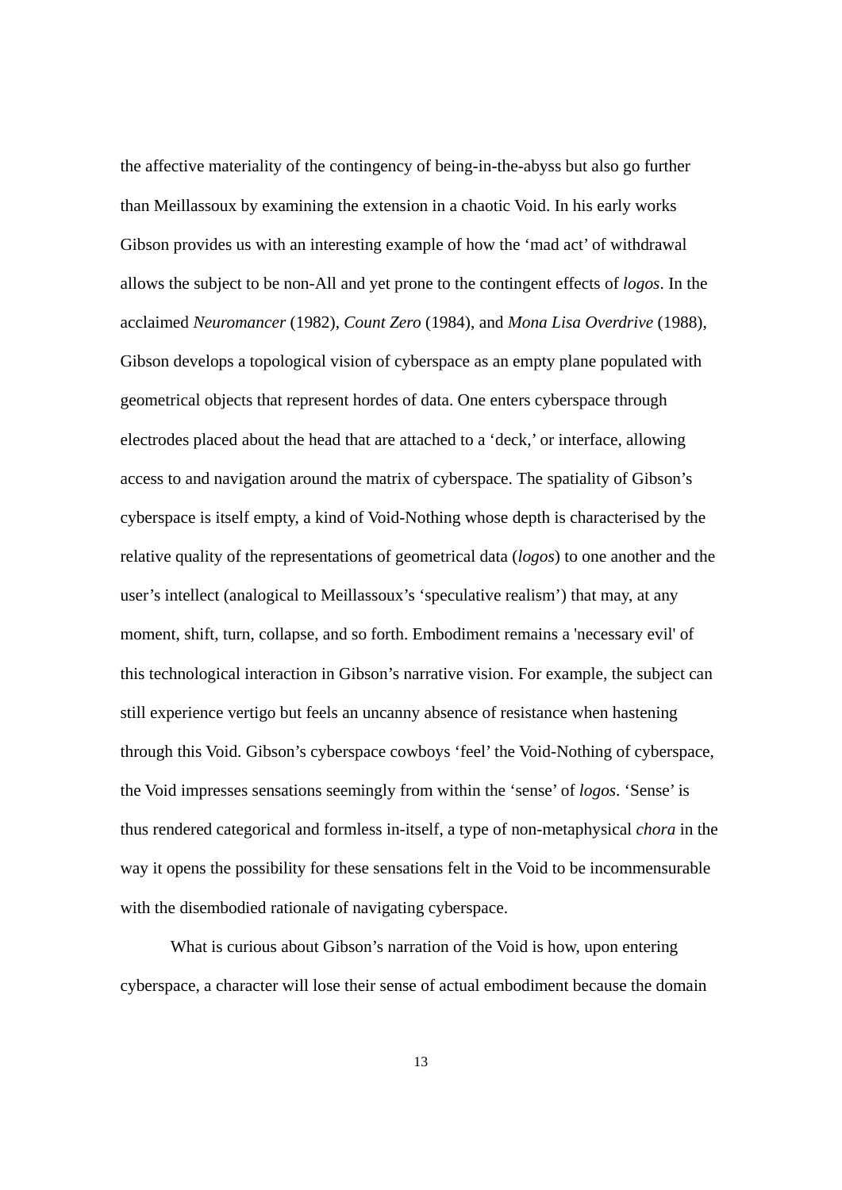the affective materiality of the contingency of being-in-the-abyss but also go further than Meillassoux by examining the extension in a chaotic Void. In his early works Gibson provides us with an interesting example of how the 'mad act' of withdrawal allows the subject to be non-All and yet prone to the contingent effects of *logos*. In the acclaimed *Neuromancer* (1982), *Count Zero* (1984), and *Mona Lisa Overdrive* (1988), Gibson develops a topological vision of cyberspace as an empty plane populated with geometrical objects that represent hordes of data. One enters cyberspace through electrodes placed about the head that are attached to a 'deck,' or interface, allowing access to and navigation around the matrix of cyberspace. The spatiality of Gibson's cyberspace is itself empty, a kind of Void-Nothing whose depth is characterised by the relative quality of the representations of geometrical data (*logos*) to one another and the user's intellect (analogical to Meillassoux's 'speculative realism') that may, at any moment, shift, turn, collapse, and so forth. Embodiment remains a 'necessary evil' of this technological interaction in Gibson's narrative vision. For example, the subject can still experience vertigo but feels an uncanny absence of resistance when hastening through this Void. Gibson's cyberspace cowboys 'feel' the Void-Nothing of cyberspace, the Void impresses sensations seemingly from within the 'sense' of *logos*. 'Sense' is thus rendered categorical and formless in-itself, a type of non-metaphysical *chora* in the way it opens the possibility for these sensations felt in the Void to be incommensurable with the disembodied rationale of navigating cyberspace.

What is curious about Gibson's narration of the Void is how, upon entering cyberspace, a character will lose their sense of actual embodiment because the domain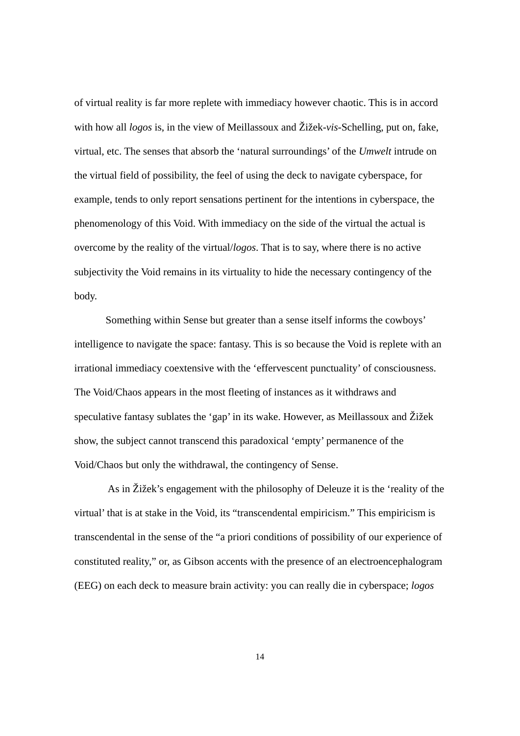of virtual reality is far more replete with immediacy however chaotic. This is in accord with how all *logos* is, in the view of Meillassoux and Žižek-*vis*-Schelling, put on, fake, virtual, etc. The senses that absorb the 'natural surroundings' of the *Umwelt* intrude on the virtual field of possibility, the feel of using the deck to navigate cyberspace, for example, tends to only report sensations pertinent for the intentions in cyberspace, the phenomenology of this Void. With immediacy on the side of the virtual the actual is overcome by the reality of the virtual/*logos*. That is to say, where there is no active subjectivity the Void remains in its virtuality to hide the necessary contingency of the body.

Something within Sense but greater than a sense itself informs the cowboys' intelligence to navigate the space: fantasy. This is so because the Void is replete with an irrational immediacy coextensive with the 'effervescent punctuality' of consciousness. The Void/Chaos appears in the most fleeting of instances as it withdraws and speculative fantasy sublates the 'gap' in its wake. However, as Meillassoux and Žižek show, the subject cannot transcend this paradoxical 'empty' permanence of the Void/Chaos but only the withdrawal, the contingency of Sense.

As in Žižek's engagement with the philosophy of Deleuze it is the 'reality of the virtual' that is at stake in the Void, its "transcendental empiricism." This empiricism is transcendental in the sense of the "a priori conditions of possibility of our experience of constituted reality," or, as Gibson accents with the presence of an electroencephalogram (EEG) on each deck to measure brain activity: you can really die in cyberspace; *logos*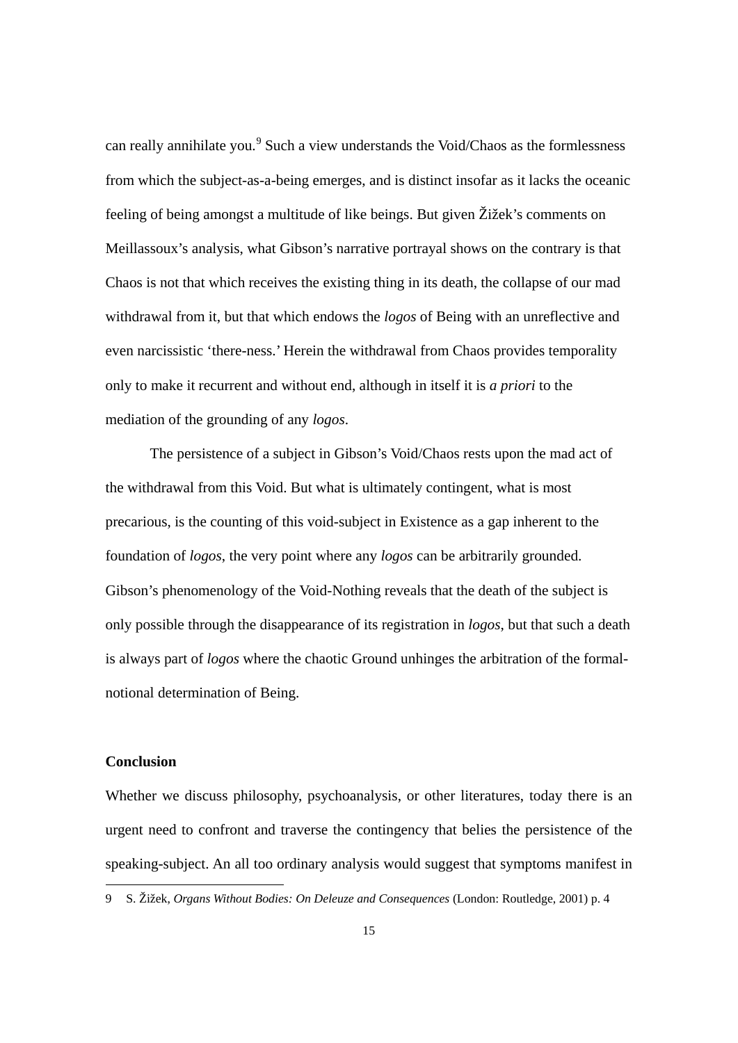can really annihilate you.[9] Such a view understands the Void/Chaos as the formlessness from which the subject-as-a-being emerges, and is distinct insofar as it lacks the oceanic feeling of being amongst a multitude of like beings. But given Žižek's comments on Meillassoux's analysis, what Gibson's narrative portrayal shows on the contrary is that Chaos is not that which receives the existing thing in its death, the collapse of our mad withdrawal from it, but that which endows the *logos* of Being with an unreflective and even narcissistic 'there-ness.' Herein the withdrawal from Chaos provides temporality only to make it recurrent and without end, although in itself it is *a priori* to the mediation of the grounding of any *logos*.

The persistence of a subject in Gibson's Void/Chaos rests upon the mad act of the withdrawal from this Void. But what is ultimately contingent, what is most precarious, is the counting of this void-subject in Existence as a gap inherent to the foundation of *logos*, the very point where any *logos* can be arbitrarily grounded. Gibson's phenomenology of the Void-Nothing reveals that the death of the subject is only possible through the disappearance of its registration in *logos*, but that such a death is always part of *logos* where the chaotic Ground unhinges the arbitration of the formal-notional determination of Being.

**Conclusion**

Whether we discuss philosophy, psychoanalysis, or other literatures, today there is an urgent need to confront and traverse the contingency that belies the persistence of the speaking-subject. An all too ordinary analysis would suggest that symptoms manifest in

9 S. Žižek, *Organs Without Bodies: On Deleuze and Consequences* (London: Routledge, 2001) p. 4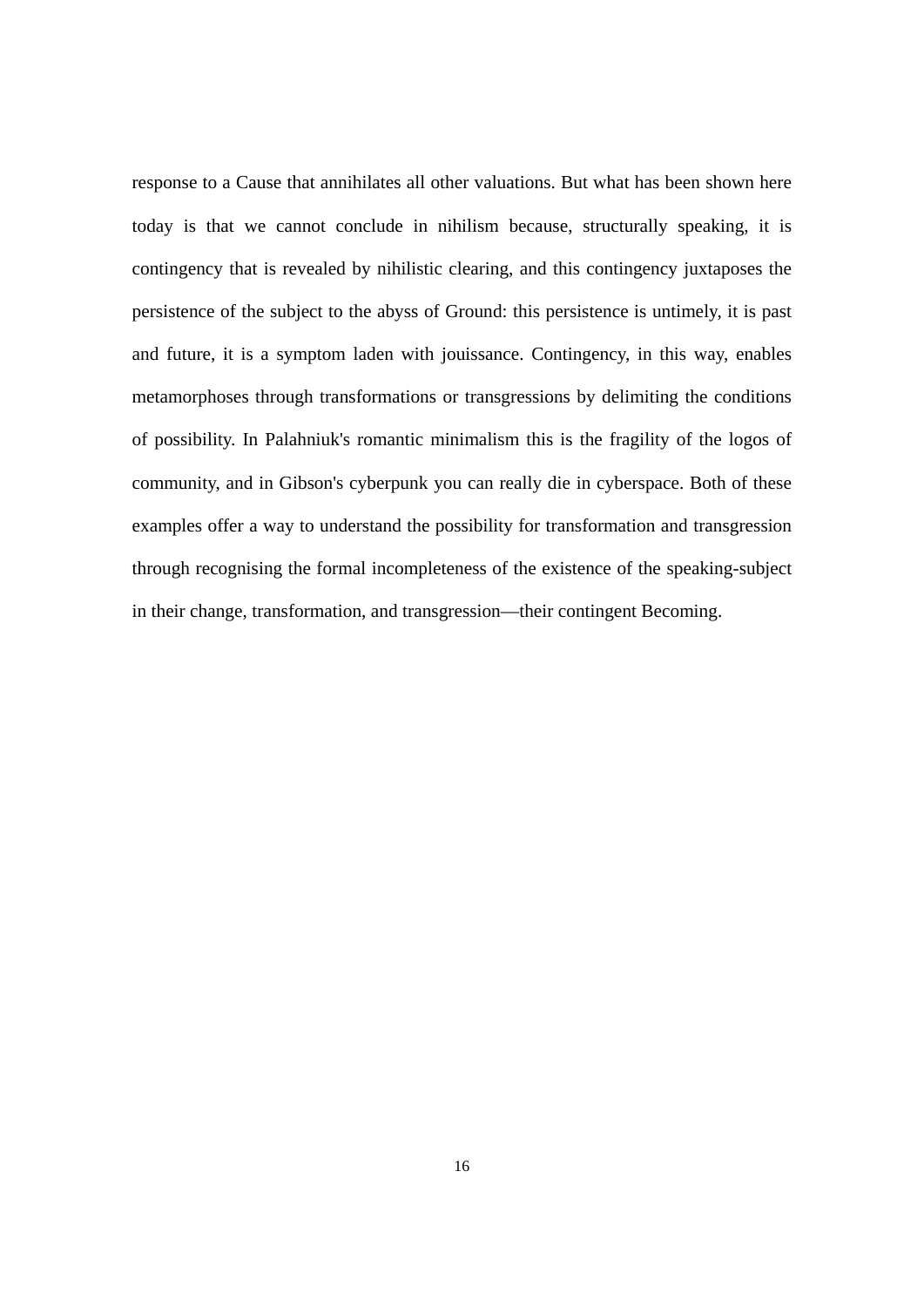response to a Cause that annihilates all other valuations. But what has been shown here today is that we cannot conclude in nihilism because, structurally speaking, it is contingency that is revealed by nihilistic clearing, and this contingency juxtaposes the persistence of the subject to the abyss of Ground: this persistence is untimely, it is past and future, it is a symptom laden with jouissance. Contingency, in this way, enables metamorphoses through transformations or transgressions by delimiting the conditions of possibility. In Palahniuk's romantic minimalism this is the fragility of the logos of community, and in Gibson's cyberpunk you can really die in cyberspace. Both of these examples offer a way to understand the possibility for transformation and transgression through recognising the formal incompleteness of the existence of the speaking-subject in their change, transformation, and transgression—their contingent Becoming.